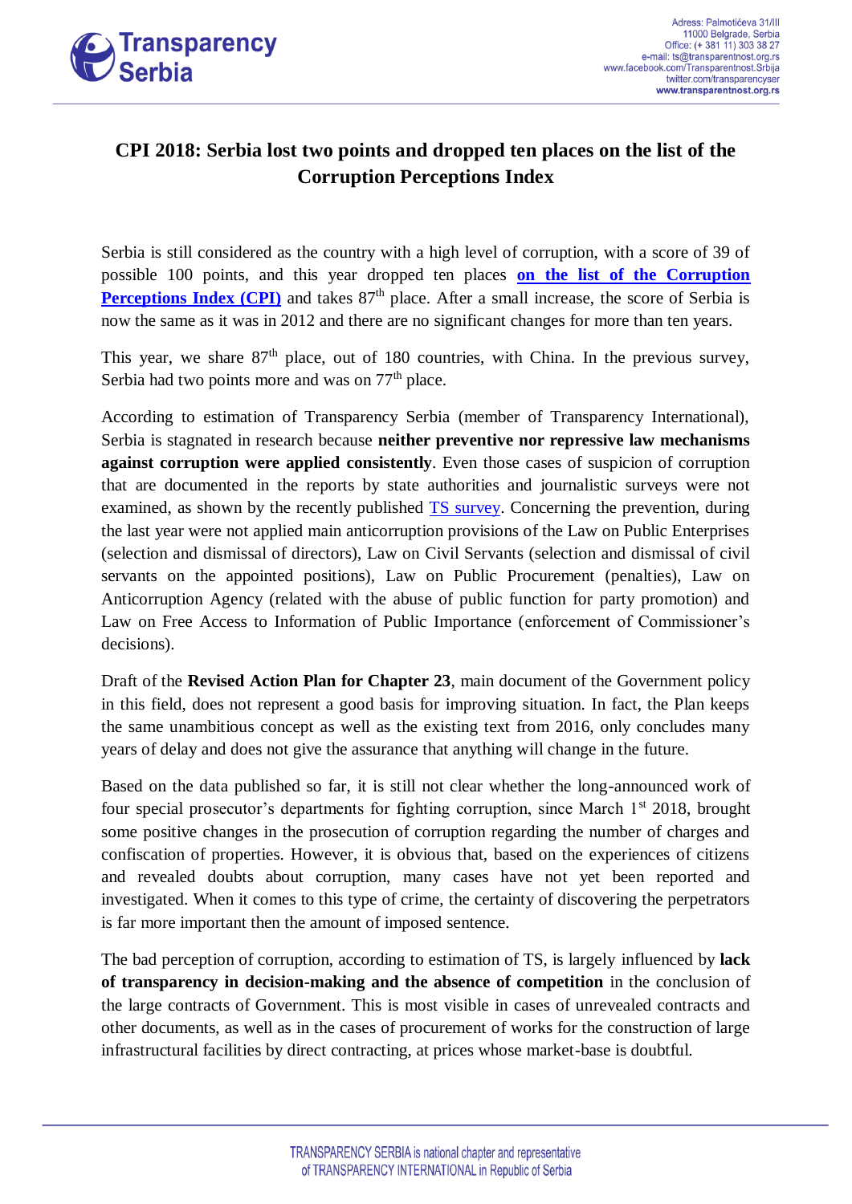# CPI 2018: Serbia lost two points and dropped ten places on the list of the Corruption Perceptions Index

Serbia is still considered as the country with a high level of corruption, with a score of 39 of possible 100 points, and this year dropped ten places **on the list of the Corruption Perceptions Index (CPI)** and takes 87th place. After a small increase, the score of Serbia is now the same as it was in 2012 and there are no significant changes for more than ten years.

This year, we share 87th place, out of 180 countries, with China. In the previous survey, Serbia had two points more and was on 77th place.

According to estimation of Transparency Serbia (member of Transparency International), Serbia is stagnated in research because **neither preventive nor repressive law mechanisms against corruption were applied consistently**. Even those cases of suspicion of corruption that are documented in the reports by state authorities and journalistic surveys were not examined, as shown by the recently published TS survey. Concerning the prevention, during the last year were not applied main anticorruption provisions of the Law on Public Enterprises (selection and dismissal of directors), Law on Civil Servants (selection and dismissal of civil servants on the appointed positions), Law on Public Procurement (penalties), Law on Anticorruption Agency (related with the abuse of public function for party promotion) and Law on Free Access to Information of Public Importance (enforcement of Commissioner's decisions).

Draft of the **Revised Action Plan for Chapter 23**, main document of the Government policy in this field, does not represent a good basis for improving situation. In fact, the Plan keeps the same unambitious concept as well as the existing text from 2016, only concludes many years of delay and does not give the assurance that anything will change in the future.

Based on the data published so far, it is still not clear whether the long-announced work of four special prosecutor's departments for fighting corruption, since March 1st 2018, brought some positive changes in the prosecution of corruption regarding the number of charges and confiscation of properties. However, it is obvious that, based on the experiences of citizens and revealed doubts about corruption, many cases have not yet been reported and investigated. When it comes to this type of crime, the certainty of discovering the perpetrators is far more important then the amount of imposed sentence.

The bad perception of corruption, according to estimation of TS, is largely influenced by **lack of transparency in decision-making and the absence of competition** in the conclusion of the large contracts of Government. This is most visible in cases of unrevealed contracts and other documents, as well as in the cases of procurement of works for the construction of large infrastructural facilities by direct contracting, at prices whose market-base is doubtful.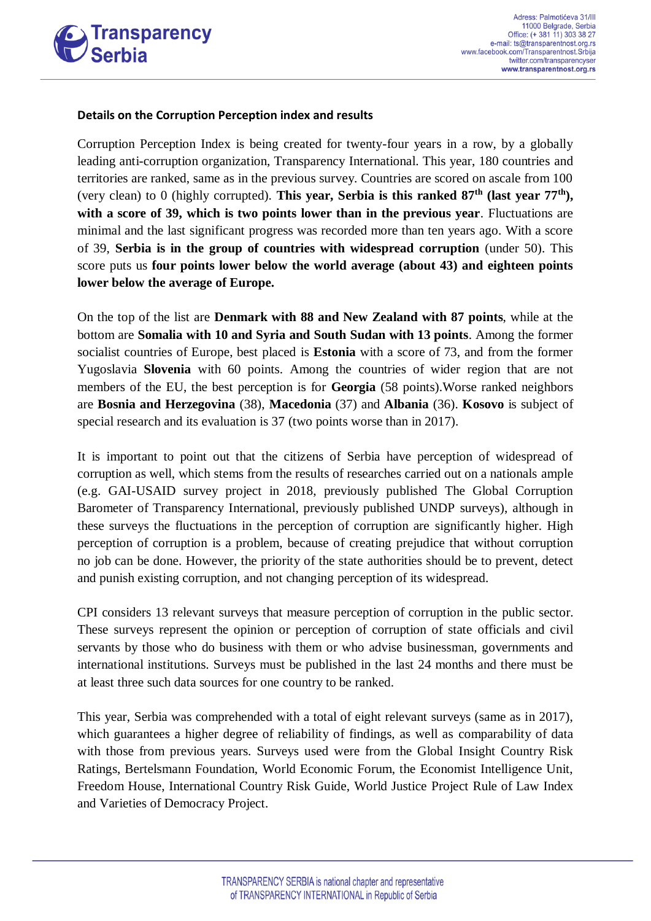**Details on the Corruption Perception index and results**

Corruption Perception Index is being created for twenty-four years in a row, by a globally leading anti-corruption organization, Transparency International. This year, 180 countries and territories are ranked, same as in the previous survey. Countries are scored on ascale from 100 (very clean) to 0 (highly corrupted). **This year, Serbia is this ranked 87th (last year 77th), with a score of 39, which is two points lower than in the previous year**. Fluctuations are minimal and the last significant progress was recorded more than ten years ago. With a score of 39, **Serbia is in the group of countries with widespread corruption** (under 50). This score puts us **four points lower below the world average (about 43) and eighteen points lower below the average of Europe.**

On the top of the list are **Denmark with 88 and New Zealand with 87 points**, while at the bottom are **Somalia with 10 and Syria and South Sudan with 13 points**. Among the former socialist countries of Europe, best placed is **Estonia** with a score of 73, and from the former Yugoslavia **Slovenia** with 60 points. Among the countries of wider region that are not members of the EU, the best perception is for **Georgia** (58 points).Worse ranked neighbors are **Bosnia and Herzegovina** (38), **Macedonia** (37) and **Albania** (36). **Kosovo** is subject of special research and its evaluation is 37 (two points worse than in 2017).

It is important to point out that the citizens of Serbia have perception of widespread of corruption as well, which stems from the results of researches carried out on a nationals ample (e.g. GAI-USAID survey project in 2018, previously published The Global Corruption Barometer of Transparency International, previously published UNDP surveys), although in these surveys the fluctuations in the perception of corruption are significantly higher. High perception of corruption is a problem, because of creating prejudice that without corruption no job can be done. However, the priority of the state authorities should be to prevent, detect and punish existing corruption, and not changing perception of its widespread.

CPI considers 13 relevant surveys that measure perception of corruption in the public sector. These surveys represent the opinion or perception of corruption of state officials and civil servants by those who do business with them or who advise businessman, governments and international institutions. Surveys must be published in the last 24 months and there must be at least three such data sources for one country to be ranked.

This year, Serbia was comprehended with a total of eight relevant surveys (same as in 2017), which guarantees a higher degree of reliability of findings, as well as comparability of data with those from previous years. Surveys used were from the Global Insight Country Risk Ratings, Bertelsmann Foundation, World Economic Forum, the Economist Intelligence Unit, Freedom House, International Country Risk Guide, World Justice Project Rule of Law Index and Varieties of Democracy Project.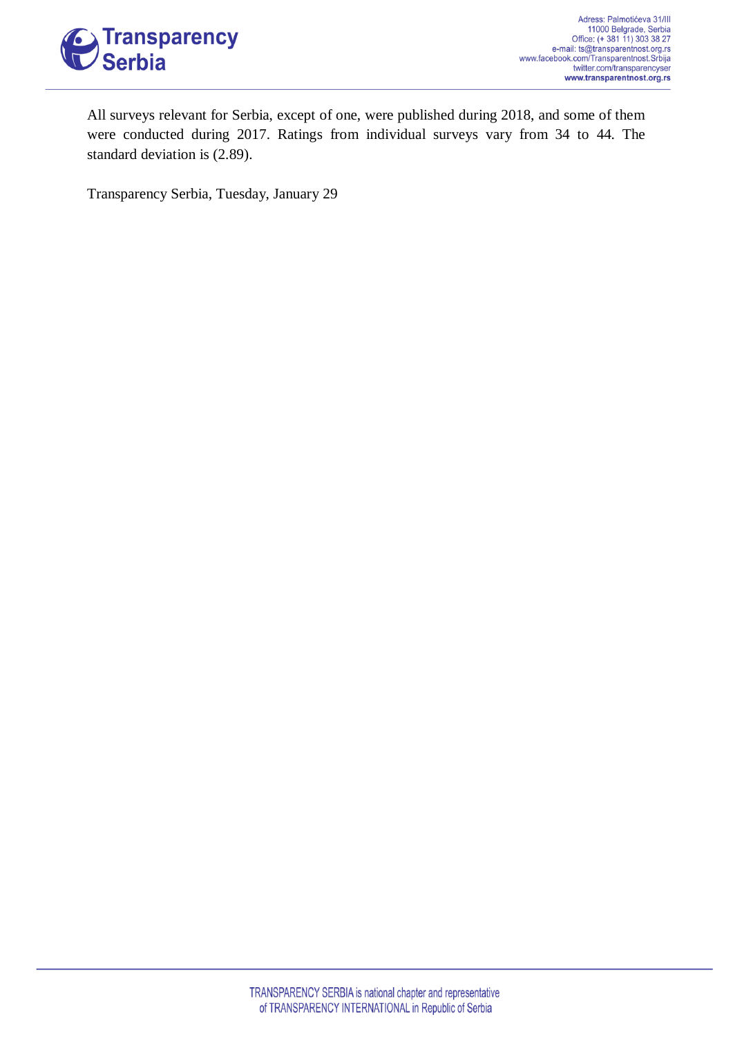All surveys relevant for Serbia, except of one, were published during 2018, and some of them were conducted during 2017. Ratings from individual surveys vary from 34 to 44. The standard deviation is (2.89).

Transparency Serbia, Tuesday, January 29